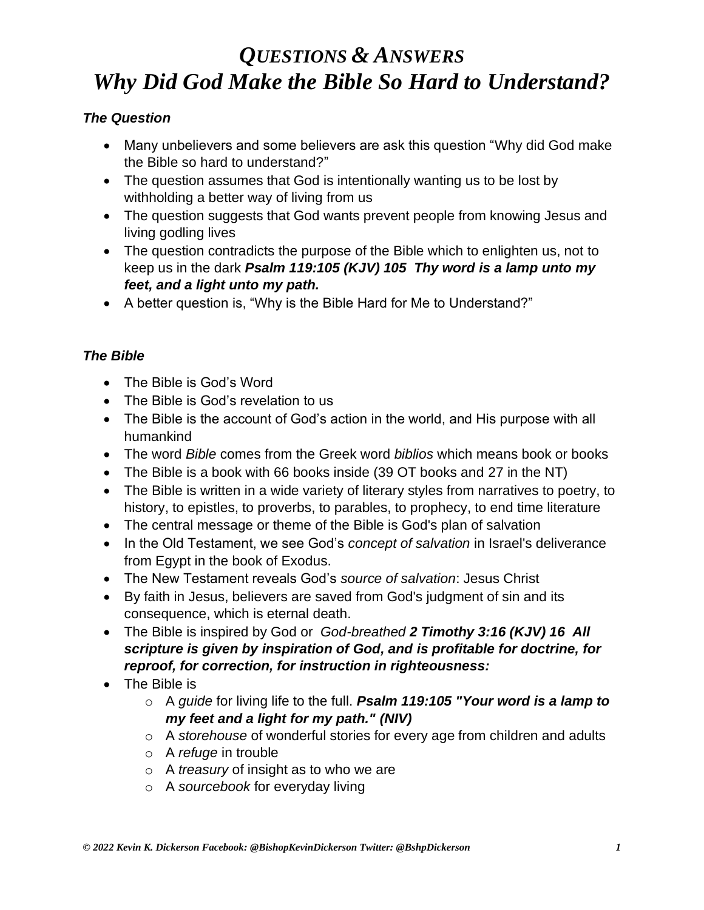# *QUESTIONS & ANSWERS*
# *Why Did God Make the Bible So Hard to Understand?*

### *The Question*

- Many unbelievers and some believers are ask this question "Why did God make the Bible so hard to understand?"
- The question assumes that God is intentionally wanting us to be lost by withholding a better way of living from us
- The question suggests that God wants prevent people from knowing Jesus and living godling lives
- The question contradicts the purpose of the Bible which to enlighten us, not to keep us in the dark ***Psalm 119:105 (KJV) 105 Thy word is a lamp unto my feet, and a light unto my path.***
- A better question is, "Why is the Bible Hard for Me to Understand?"

### *The Bible*

- The Bible is God's Word
- The Bible is God's revelation to us
- The Bible is the account of God's action in the world, and His purpose with all humankind
- The word *Bible* comes from the Greek word *biblios* which means book or books
- The Bible is a book with 66 books inside (39 OT books and 27 in the NT)
- The Bible is written in a wide variety of literary styles from narratives to poetry, to history, to epistles, to proverbs, to parables, to prophecy, to end time literature
- The central message or theme of the Bible is God's plan of salvation
- In the Old Testament, we see God's *concept of salvation* in Israel's deliverance from Egypt in the book of Exodus.
- The New Testament reveals God's *source of salvation*: Jesus Christ
- By faith in Jesus, believers are saved from God's judgment of sin and its consequence, which is eternal death.
- The Bible is inspired by God or *God-breathed* ***2 Timothy 3:16 (KJV) 16 All scripture is given by inspiration of God, and is profitable for doctrine, for reproof, for correction, for instruction in righteousness:***
- The Bible is
  - A *guide* for living life to the full. ***Psalm 119:105 "Your word is a lamp to my feet and a light for my path." (NIV)***
  - A *storehouse* of wonderful stories for every age from children and adults
  - A *refuge* in trouble
  - A *treasury* of insight as to who we are
  - A *sourcebook* for everyday living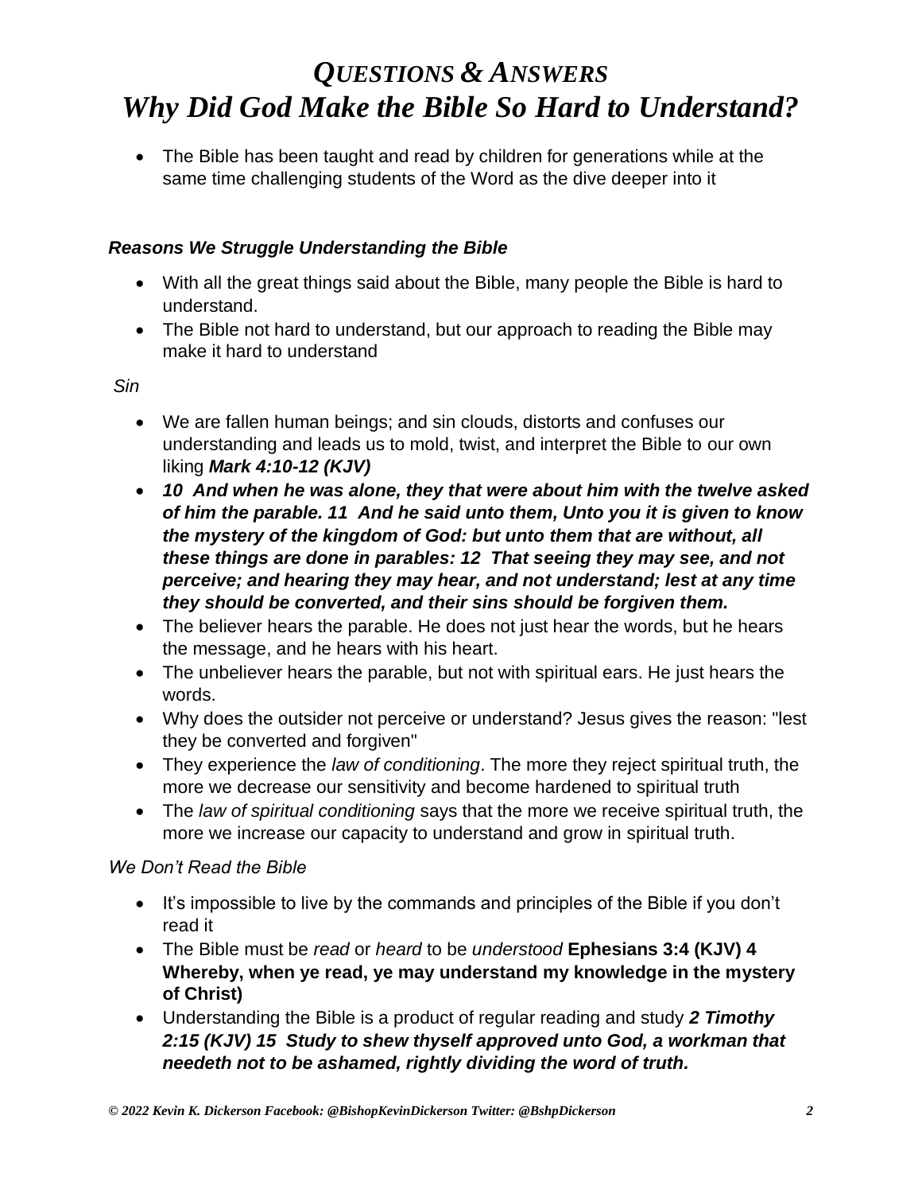# *QUESTIONS & ANSWERS*
# *Why Did God Make the Bible So Hard to Understand?*

- The Bible has been taught and read by children for generations while at the same time challenging students of the Word as the dive deeper into it

### *Reasons We Struggle Understanding the Bible*

- With all the great things said about the Bible, many people the Bible is hard to understand.
- The Bible not hard to understand, but our approach to reading the Bible may make it hard to understand

*Sin*

- We are fallen human beings; and sin clouds, distorts and confuses our understanding and leads us to mold, twist, and interpret the Bible to our own liking ***Mark 4:10-12 (KJV)***
- ***10 And when he was alone, they that were about him with the twelve asked of him the parable. 11 And he said unto them, Unto you it is given to know the mystery of the kingdom of God: but unto them that are without, all these things are done in parables: 12 That seeing they may see, and not perceive; and hearing they may hear, and not understand; lest at any time they should be converted, and their sins should be forgiven them.***
- The believer hears the parable. He does not just hear the words, but he hears the message, and he hears with his heart.
- The unbeliever hears the parable, but not with spiritual ears. He just hears the words.
- Why does the outsider not perceive or understand? Jesus gives the reason: "lest they be converted and forgiven"
- They experience the *law of conditioning*. The more they reject spiritual truth, the more we decrease our sensitivity and become hardened to spiritual truth
- The *law of spiritual conditioning* says that the more we receive spiritual truth, the more we increase our capacity to understand and grow in spiritual truth.

*We Don't Read the Bible*

- It's impossible to live by the commands and principles of the Bible if you don't read it
- The Bible must be *read* or *heard* to be *understood* **Ephesians 3:4 (KJV) 4 Whereby, when ye read, ye may understand my knowledge in the mystery of Christ)**
- Understanding the Bible is a product of regular reading and study ***2 Timothy 2:15 (KJV) 15 Study to shew thyself approved unto God, a workman that needeth not to be ashamed, rightly dividing the word of truth.***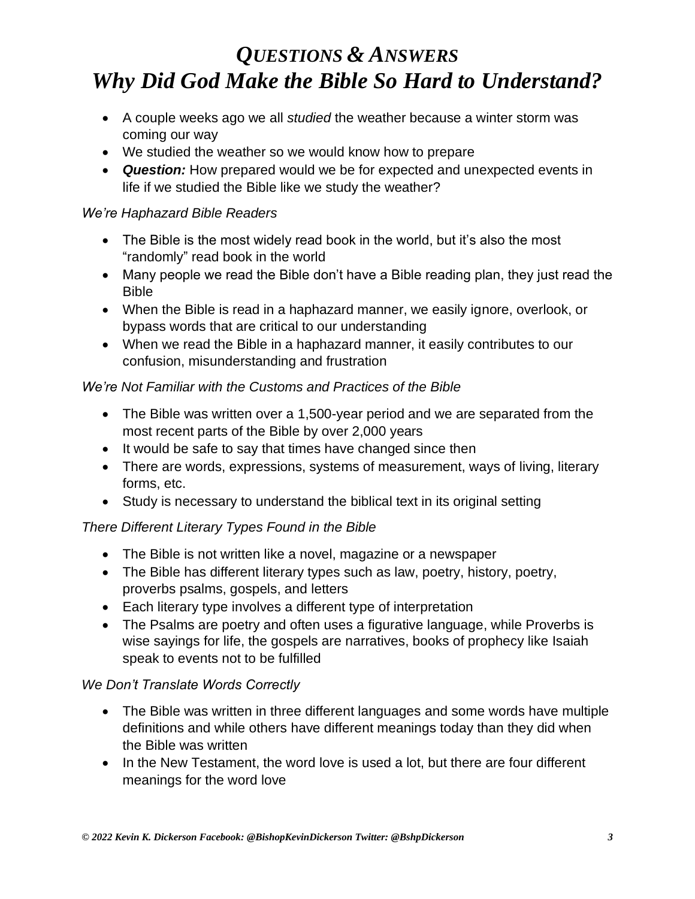# *QUESTIONS & ANSWERS*
# *Why Did God Make the Bible So Hard to Understand?*

- A couple weeks ago we all *studied* the weather because a winter storm was coming our way
- We studied the weather so we would know how to prepare
- ***Question:*** How prepared would we be for expected and unexpected events in life if we studied the Bible like we study the weather?

*We're Haphazard Bible Readers*

- The Bible is the most widely read book in the world, but it's also the most "randomly" read book in the world
- Many people we read the Bible don't have a Bible reading plan, they just read the Bible
- When the Bible is read in a haphazard manner, we easily ignore, overlook, or bypass words that are critical to our understanding
- When we read the Bible in a haphazard manner, it easily contributes to our confusion, misunderstanding and frustration

*We're Not Familiar with the Customs and Practices of the Bible*

- The Bible was written over a 1,500-year period and we are separated from the most recent parts of the Bible by over 2,000 years
- It would be safe to say that times have changed since then
- There are words, expressions, systems of measurement, ways of living, literary forms, etc.
- Study is necessary to understand the biblical text in its original setting

*There Different Literary Types Found in the Bible*

- The Bible is not written like a novel, magazine or a newspaper
- The Bible has different literary types such as law, poetry, history, poetry, proverbs psalms, gospels, and letters
- Each literary type involves a different type of interpretation
- The Psalms are poetry and often uses a figurative language, while Proverbs is wise sayings for life, the gospels are narratives, books of prophecy like Isaiah speak to events not to be fulfilled

*We Don't Translate Words Correctly*

- The Bible was written in three different languages and some words have multiple definitions and while others have different meanings today than they did when the Bible was written
- In the New Testament, the word love is used a lot, but there are four different meanings for the word love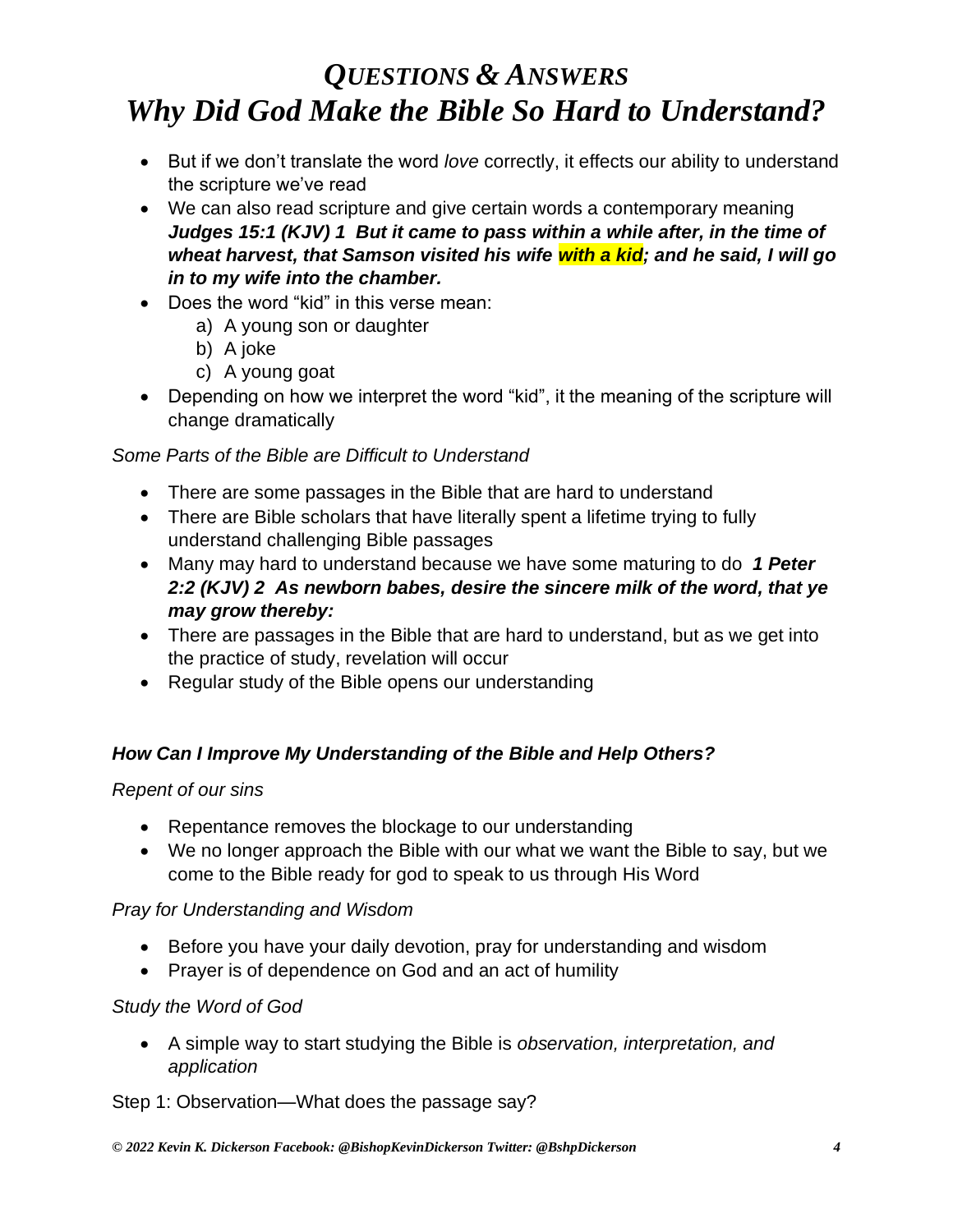# *Questions & Answers*
# *Why Did God Make the Bible So Hard to Understand?*

- But if we don't translate the word *love* correctly, it effects our ability to understand the scripture we've read
- We can also read scripture and give certain words a contemporary meaning ***Judges 15:1 (KJV) 1 But it came to pass within a while after, in the time of wheat harvest, that Samson visited his wife with a kid; and he said, I will go in to my wife into the chamber.***
- Does the word "kid" in this verse mean:
  a) A young son or daughter
  b) A joke
  c) A young goat
- Depending on how we interpret the word "kid", it the meaning of the scripture will change dramatically

*Some Parts of the Bible are Difficult to Understand*

- There are some passages in the Bible that are hard to understand
- There are Bible scholars that have literally spent a lifetime trying to fully understand challenging Bible passages
- Many may hard to understand because we have some maturing to do ***1 Peter 2:2 (KJV) 2 As newborn babes, desire the sincere milk of the word, that ye may grow thereby:***
- There are passages in the Bible that are hard to understand, but as we get into the practice of study, revelation will occur
- Regular study of the Bible opens our understanding

### ***How Can I Improve My Understanding of the Bible and Help Others?***

*Repent of our sins*

- Repentance removes the blockage to our understanding
- We no longer approach the Bible with our what we want the Bible to say, but we come to the Bible ready for god to speak to us through His Word

*Pray for Understanding and Wisdom*

- Before you have your daily devotion, pray for understanding and wisdom
- Prayer is of dependence on God and an act of humility

*Study the Word of God*

- A simple way to start studying the Bible is *observation, interpretation, and application*

Step 1: Observation—What does the passage say?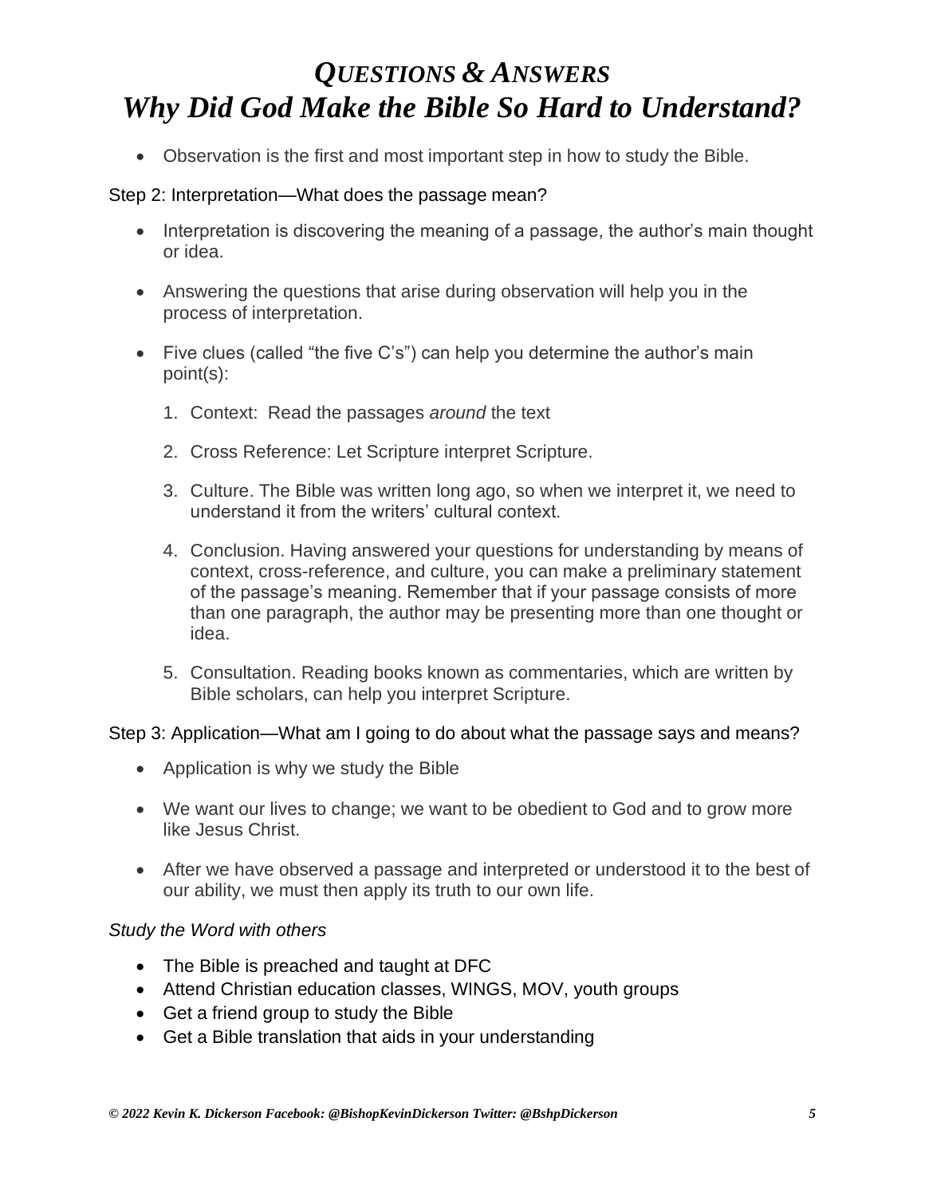- Observation is the first and most important step in how to study the Bible.

Step 2: Interpretation—What does the passage mean?

- Interpretation is discovering the meaning of a passage, the author's main thought or idea.
- Answering the questions that arise during observation will help you in the process of interpretation.
- Five clues (called "the five C's") can help you determine the author's main point(s):
  1. Context: Read the passages *around* the text
  2. Cross Reference: Let Scripture interpret Scripture.
  3. Culture. The Bible was written long ago, so when we interpret it, we need to understand it from the writers' cultural context.
  4. Conclusion. Having answered your questions for understanding by means of context, cross-reference, and culture, you can make a preliminary statement of the passage's meaning. Remember that if your passage consists of more than one paragraph, the author may be presenting more than one thought or idea.
  5. Consultation. Reading books known as commentaries, which are written by Bible scholars, can help you interpret Scripture.

Step 3: Application—What am I going to do about what the passage says and means?

- Application is why we study the Bible
- We want our lives to change; we want to be obedient to God and to grow more like Jesus Christ.
- After we have observed a passage and interpreted or understood it to the best of our ability, we must then apply its truth to our own life.

*Study the Word with others*

- The Bible is preached and taught at DFC
- Attend Christian education classes, WINGS, MOV, youth groups
- Get a friend group to study the Bible
- Get a Bible translation that aids in your understanding